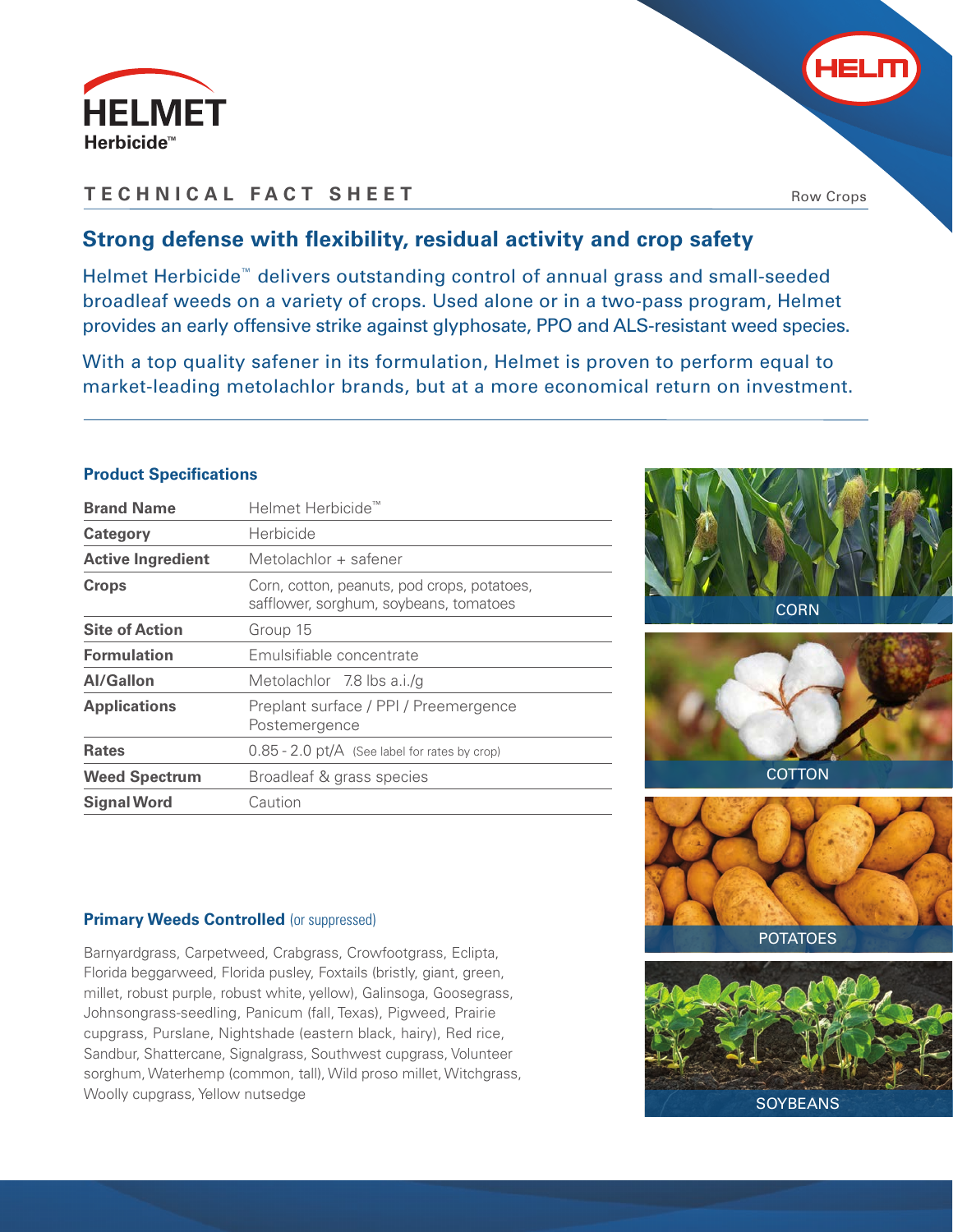# HELMET Herbicide™

HELM

## TECHNICAL FACT SHEET

Row Crops

## Strong defense with flexibility, residual activity and crop safety

Helmet Herbicide™ delivers outstanding control of annual grass and small-seeded broadleaf weeds on a variety of crops. Used alone or in a two-pass program, Helmet provides an early offensive strike against glyphosate, PPO and ALS-resistant weed species.

With a top quality safener in its formulation, Helmet is proven to perform equal to market-leading metolachlor brands, but at a more economical return on investment.

### Product Specifications

| | |
|---|---|
| **Brand Name** | Helmet Herbicide™ |
| **Category** | Herbicide |
| **Active Ingredient** | Metolachlor + safener |
| **Crops** | Corn, cotton, peanuts, pod crops, potatoes, safflower, sorghum, soybeans, tomatoes |
| **Site of Action** | Group 15 |
| **Formulation** | Emulsifiable concentrate |
| **AI/Gallon** | Metolachlor 7.8 lbs a.i./g |
| **Applications** | Preplant surface / PPI / Preemergence Postemergence |
| **Rates** | 0.85 - 2.0 pt/A (See label for rates by crop) |
| **Weed Spectrum** | Broadleaf & grass species |
| **Signal Word** | Caution |

### Primary Weeds Controlled (or suppressed)

Barnyardgrass, Carpetweed, Crabgrass, Crowfootgrass, Eclipta, Florida beggarweed, Florida pusley, Foxtails (bristly, giant, green, millet, robust purple, robust white, yellow), Galinsoga, Goosegrass, Johnsongrass-seedling, Panicum (fall, Texas), Pigweed, Prairie cupgrass, Purslane, Nightshade (eastern black, hairy), Red rice, Sandbur, Shattercane, Signalgrass, Southwest cupgrass, Volunteer sorghum, Waterhemp (common, tall), Wild proso millet, Witchgrass, Woolly cupgrass, Yellow nutsedge

CORN

COTTON

POTATOES

SOYBEANS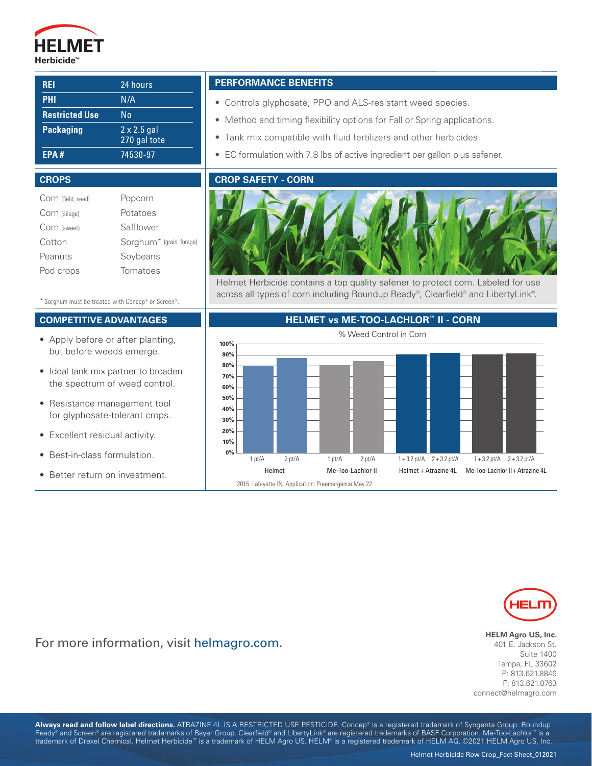# HELMET

**Herbicide™**

| | |
|---|---|
| **REI** | 24 hours |
| **PHI** | N/A |
| **Restricted Use** | No |
| **Packaging** | 2 x 2.5 gal<br>270 gal tote |
| **EPA #** | 74530-97 |

## PERFORMANCE BENEFITS

- Controls glyphosate, PPO and ALS-resistant weed species.
- Method and timing flexibility options for Fall or Spring applications.
- Tank mix compatible with fluid fertilizers and other herbicides.
- EC formulation with 7.8 lbs of active ingredient per gallon plus safener.

## CROPS

| | |
|---|---|
| Corn (field, seed) | Popcorn |
| Corn (silage) | Potatoes |
| Corn (sweet) | Safflower |
| Cotton | Sorghum* (grain, forage) |
| Peanuts | Soybeans |
| Pod crops | Tomatoes |

* Sorghum must be treated with Concep® or Screen®.

## CROP SAFETY - CORN

Helmet Herbicide contains a top quality safener to protect corn. Labeled for use across all types of corn including Roundup Ready®, Clearfield® and LibertyLink®.

## COMPETITIVE ADVANTAGES

- Apply before or after planting, but before weeds emerge.
- Ideal tank mix partner to broaden the spectrum of weed control.
- Resistance management tool for glyphosate-tolerant crops.
- Excellent residual activity.
- Best-in-class formulation.
- Better return on investment.

## HELMET vs ME-TOO-LACHLOR™ II - CORN

% Weed Control in Corn

100%
90%
80%
70%
60%
50%
40%
30%
20%
10%
0%

1 pt/A
2 pt/A
Helmet

1 pt/A
2 pt/A
Me-Too-Lachlor II

1 + 3.2 pt/A
2 + 3.2 pt/A
Helmet + Atrazine 4L

1 + 3.2 pt/A
2 + 3.2 pt/A
Me-Too-Lachlor II + Atrazine 4L

2015. Lafayette IN. Application: Preemergence May 22

For more information, visit helmagro.com.

**HELM Agro US, Inc.**
401 E. Jackson St.
Suite 1400
Tampa, FL 33602
P: 813.621.8846
F: 813.621.0763
connect@helmagro.com

**Always read and follow label directions.** ATRAZINE 4L IS A RESTRICTED USE PESTICIDE. Concep® is a registered trademark of Syngenta Group. Roundup Ready® and Screen® are registered trademarks of Bayer Group. Clearfield® and LibertyLink® are registered trademarks of BASF Corporation. Me-Too-Lachlor™ is a trademark of Drexel Chemical. Helmet Herbicide™ is a trademark of HELM Agro US. HELM® is a registered trademark of HELM AG. ©2021 HELM Agro US, Inc.

Helmet Herbicide Row Crop_Fact Sheet_012021